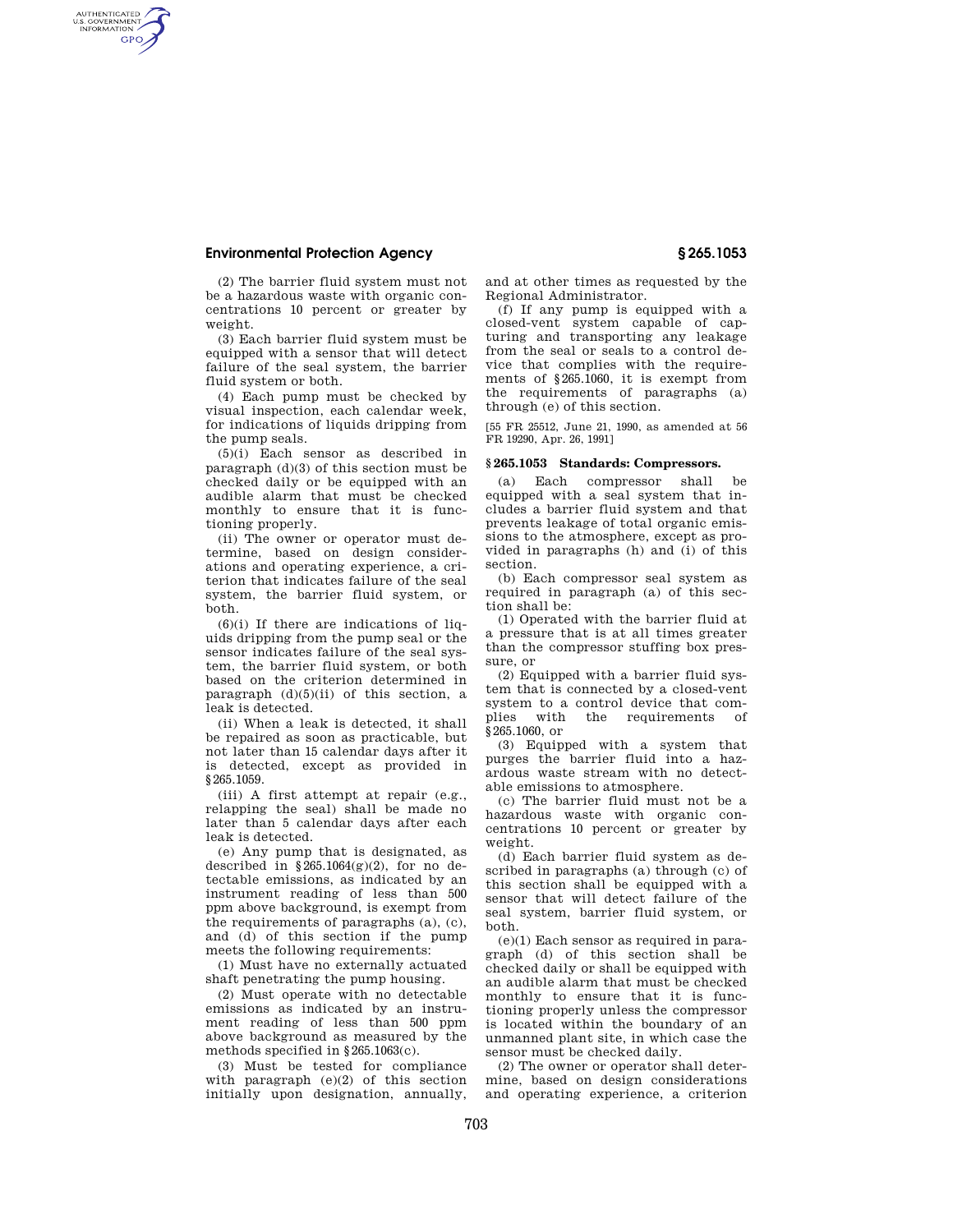(2) The barrier fluid system must not be a hazardous waste with organic concentrations 10 percent or greater by weight.

(3) Each barrier fluid system must be equipped with a sensor that will detect failure of the seal system, the barrier fluid system or both.

(4) Each pump must be checked by visual inspection, each calendar week, for indications of liquids dripping from the pump seals.

(5)(i) Each sensor as described in paragraph (d)(3) of this section must be checked daily or be equipped with an audible alarm that must be checked monthly to ensure that it is functioning properly.

(ii) The owner or operator must determine, based on design considerations and operating experience, a criterion that indicates failure of the seal system, the barrier fluid system, or both.

(6)(i) If there are indications of liquids dripping from the pump seal or the sensor indicates failure of the seal system, the barrier fluid system, or both based on the criterion determined in paragraph (d)(5)(ii) of this section, a leak is detected.

(ii) When a leak is detected, it shall be repaired as soon as practicable, but not later than 15 calendar days after it is detected, except as provided in §265.1059.

(iii) A first attempt at repair (e.g., relapping the seal) shall be made no later than 5 calendar days after each leak is detected.

(e) Any pump that is designated, as described in §265.1064(g)(2), for no detectable emissions, as indicated by an instrument reading of less than 500 ppm above background, is exempt from the requirements of paragraphs (a), (c), and (d) of this section if the pump meets the following requirements:

(1) Must have no externally actuated shaft penetrating the pump housing.

(2) Must operate with no detectable emissions as indicated by an instrument reading of less than 500 ppm above background as measured by the methods specified in §265.1063(c).

(3) Must be tested for compliance with paragraph (e)(2) of this section initially upon designation, annually, and at other times as requested by the Regional Administrator.

(f) If any pump is equipped with a closed-vent system capable of capturing and transporting any leakage from the seal or seals to a control device that complies with the requirements of §265.1060, it is exempt from the requirements of paragraphs (a) through (e) of this section.

[55 FR 25512, June 21, 1990, as amended at 56 FR 19290, Apr. 26, 1991]

## §265.1053 Standards: Compressors.

(a) Each compressor shall be equipped with a seal system that includes a barrier fluid system and that prevents leakage of total organic emissions to the atmosphere, except as provided in paragraphs (h) and (i) of this section.

(b) Each compressor seal system as required in paragraph (a) of this section shall be:

(1) Operated with the barrier fluid at a pressure that is at all times greater than the compressor stuffing box pressure, or

(2) Equipped with a barrier fluid system that is connected by a closed-vent system to a control device that complies with the requirements of §265.1060, or

(3) Equipped with a system that purges the barrier fluid into a hazardous waste stream with no detectable emissions to atmosphere.

(c) The barrier fluid must not be a hazardous waste with organic concentrations 10 percent or greater by weight.

(d) Each barrier fluid system as described in paragraphs (a) through (c) of this section shall be equipped with a sensor that will detect failure of the seal system, barrier fluid system, or both.

(e)(1) Each sensor as required in paragraph (d) of this section shall be checked daily or shall be equipped with an audible alarm that must be checked monthly to ensure that it is functioning properly unless the compressor is located within the boundary of an unmanned plant site, in which case the sensor must be checked daily.

(2) The owner or operator shall determine, based on design considerations and operating experience, a criterion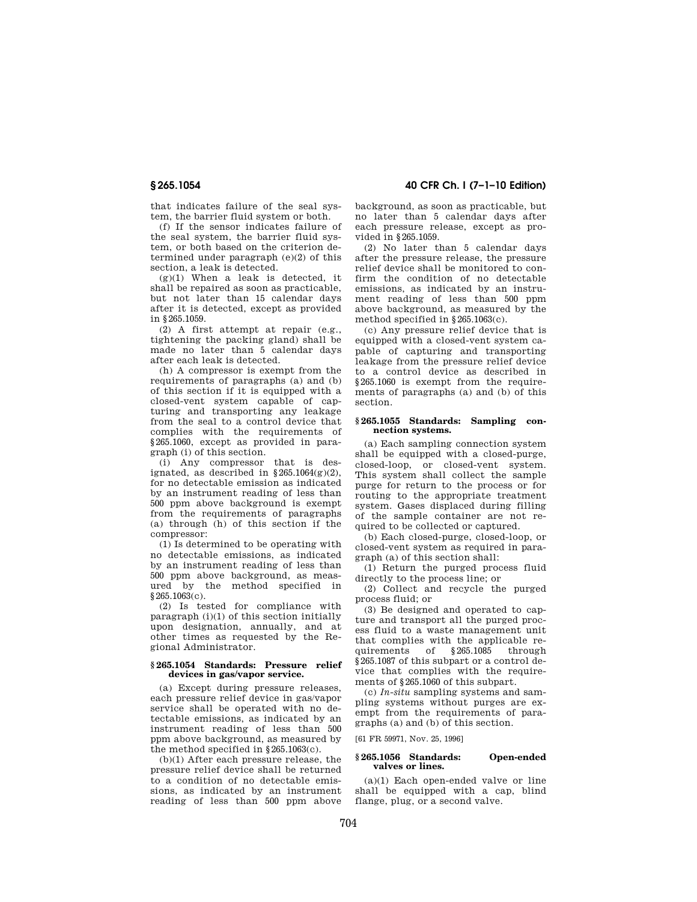that indicates failure of the seal system, the barrier fluid system or both.

(f) If the sensor indicates failure of the seal system, the barrier fluid system, or both based on the criterion determined under paragraph (e)(2) of this section, a leak is detected.

(g)(1) When a leak is detected, it shall be repaired as soon as practicable, but not later than 15 calendar days after it is detected, except as provided in §265.1059.

(2) A first attempt at repair (e.g., tightening the packing gland) shall be made no later than 5 calendar days after each leak is detected.

(h) A compressor is exempt from the requirements of paragraphs (a) and (b) of this section if it is equipped with a closed-vent system capable of capturing and transporting any leakage from the seal to a control device that complies with the requirements of §265.1060, except as provided in paragraph (i) of this section.

(i) Any compressor that is designated, as described in §265.1064(g)(2), for no detectable emission as indicated by an instrument reading of less than 500 ppm above background is exempt from the requirements of paragraphs (a) through (h) of this section if the compressor:

(1) Is determined to be operating with no detectable emissions, as indicated by an instrument reading of less than 500 ppm above background, as measured by the method specified in §265.1063(c).

(2) Is tested for compliance with paragraph (i)(1) of this section initially upon designation, annually, and at other times as requested by the Regional Administrator.

### §265.1054 Standards: Pressure relief devices in gas/vapor service.

(a) Except during pressure releases, each pressure relief device in gas/vapor service shall be operated with no detectable emissions, as indicated by an instrument reading of less than 500 ppm above background, as measured by the method specified in §265.1063(c).

(b)(1) After each pressure release, the pressure relief device shall be returned to a condition of no detectable emissions, as indicated by an instrument reading of less than 500 ppm above background, as soon as practicable, but no later than 5 calendar days after each pressure release, except as provided in §265.1059.

(2) No later than 5 calendar days after the pressure release, the pressure relief device shall be monitored to confirm the condition of no detectable emissions, as indicated by an instrument reading of less than 500 ppm above background, as measured by the method specified in §265.1063(c).

(c) Any pressure relief device that is equipped with a closed-vent system capable of capturing and transporting leakage from the pressure relief device to a control device as described in §265.1060 is exempt from the requirements of paragraphs (a) and (b) of this section.

### §265.1055 Standards: Sampling connection systems.

(a) Each sampling connection system shall be equipped with a closed-purge, closed-loop, or closed-vent system. This system shall collect the sample purge for return to the process or for routing to the appropriate treatment system. Gases displaced during filling of the sample container are not required to be collected or captured.

(b) Each closed-purge, closed-loop, or closed-vent system as required in paragraph (a) of this section shall:

(1) Return the purged process fluid directly to the process line; or

(2) Collect and recycle the purged process fluid; or

(3) Be designed and operated to capture and transport all the purged process fluid to a waste management unit that complies with the applicable requirements of §265.1085 through §265.1087 of this subpart or a control device that complies with the requirements of §265.1060 of this subpart.

(c) *In-situ* sampling systems and sampling systems without purges are exempt from the requirements of paragraphs (a) and (b) of this section.

[61 FR 59971, Nov. 25, 1996]

### §265.1056 Standards: Open-ended valves or lines.

(a)(1) Each open-ended valve or line shall be equipped with a cap, blind flange, plug, or a second valve.